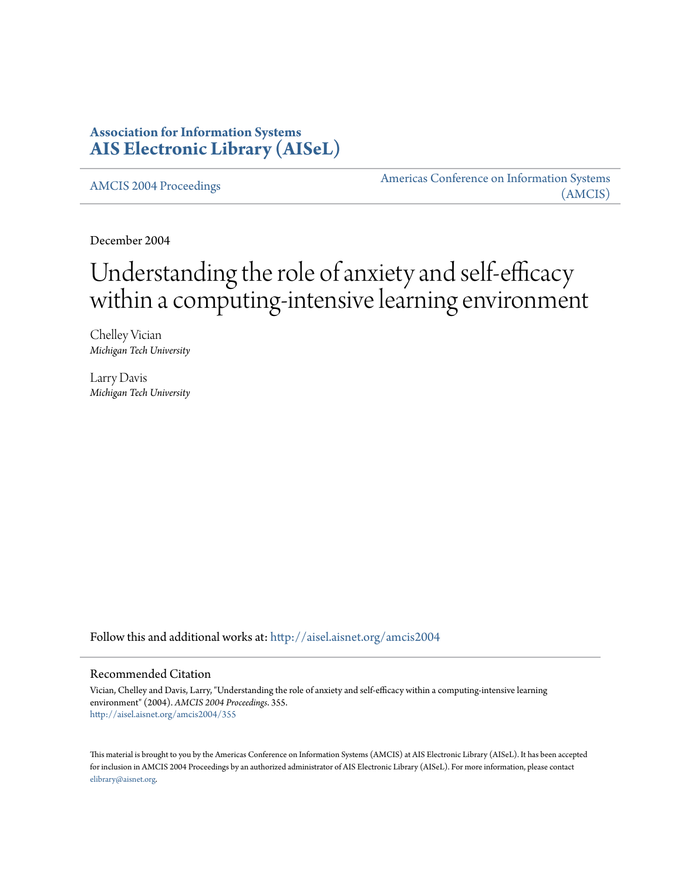**Association for Information Systems**
**AIS Electronic Library (AISeL)**

AMCIS 2004 Proceedings

Americas Conference on Information Systems (AMCIS)

December 2004

# Understanding the role of anxiety and self-efficacy within a computing-intensive learning environment

Chelley Vician
*Michigan Tech University*

Larry Davis
*Michigan Tech University*

Follow this and additional works at: http://aisel.aisnet.org/amcis2004

## Recommended Citation

Vician, Chelley and Davis, Larry, "Understanding the role of anxiety and self-efficacy within a computing-intensive learning environment" (2004). *AMCIS 2004 Proceedings*. 355.
http://aisel.aisnet.org/amcis2004/355

This material is brought to you by the Americas Conference on Information Systems (AMCIS) at AIS Electronic Library (AISeL). It has been accepted for inclusion in AMCIS 2004 Proceedings by an authorized administrator of AIS Electronic Library (AISeL). For more information, please contact elibrary@aisnet.org.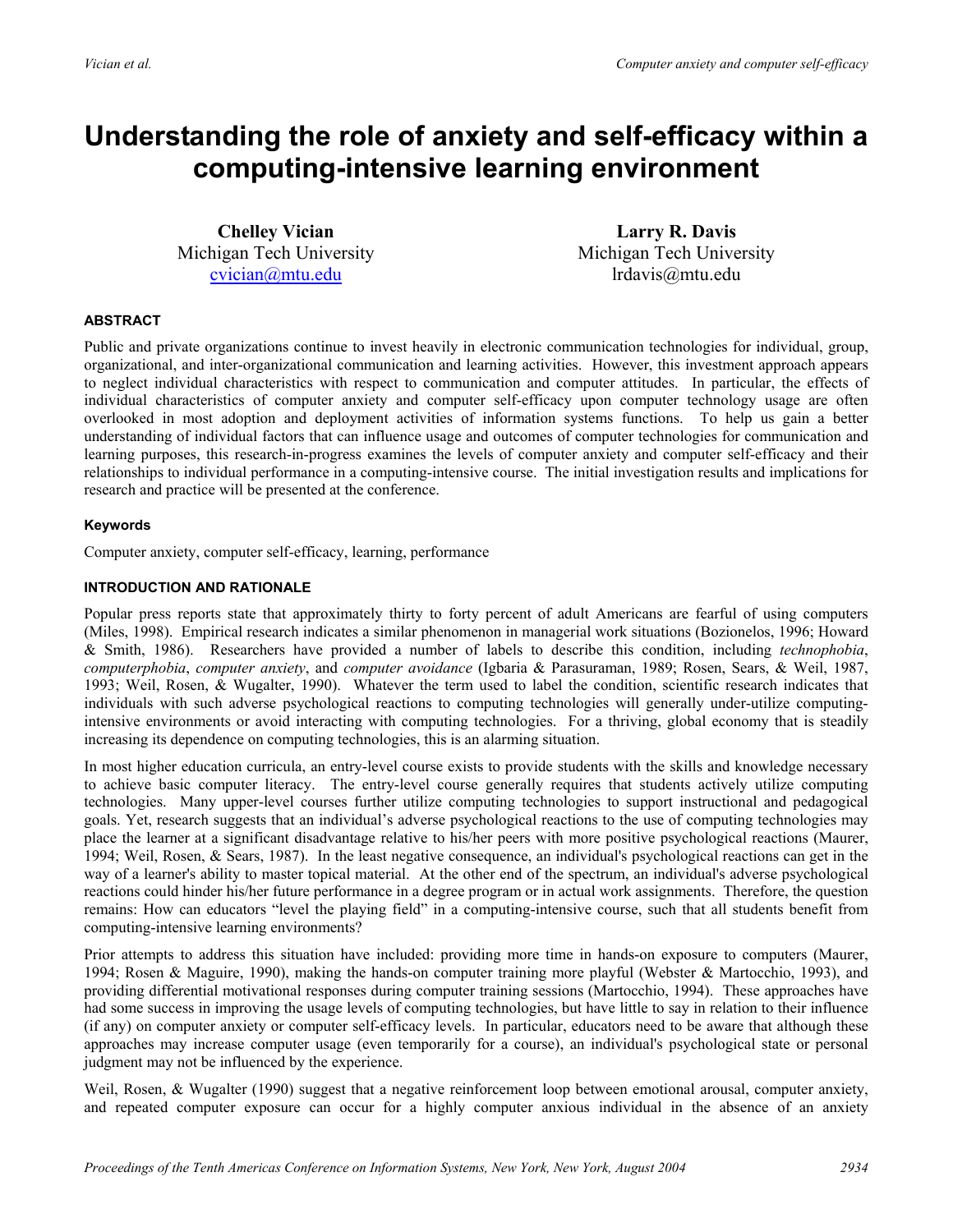# Understanding the role of anxiety and self-efficacy within a computing-intensive learning environment

**Chelley Vician**
Michigan Tech University
cvician@mtu.edu

**Larry R. Davis**
Michigan Tech University
lrdavis@mtu.edu

#### ABSTRACT

Public and private organizations continue to invest heavily in electronic communication technologies for individual, group, organizational, and inter-organizational communication and learning activities. However, this investment approach appears to neglect individual characteristics with respect to communication and computer attitudes. In particular, the effects of individual characteristics of computer anxiety and computer self-efficacy upon computer technology usage are often overlooked in most adoption and deployment activities of information systems functions. To help us gain a better understanding of individual factors that can influence usage and outcomes of computer technologies for communication and learning purposes, this research-in-progress examines the levels of computer anxiety and computer self-efficacy and their relationships to individual performance in a computing-intensive course. The initial investigation results and implications for research and practice will be presented at the conference.

#### Keywords

Computer anxiety, computer self-efficacy, learning, performance

#### INTRODUCTION AND RATIONALE

Popular press reports state that approximately thirty to forty percent of adult Americans are fearful of using computers (Miles, 1998). Empirical research indicates a similar phenomenon in managerial work situations (Bozionelos, 1996; Howard & Smith, 1986). Researchers have provided a number of labels to describe this condition, including *technophobia*, *computerphobia*, *computer anxiety*, and *computer avoidance* (Igbaria & Parasuraman, 1989; Rosen, Sears, & Weil, 1987, 1993; Weil, Rosen, & Wugalter, 1990). Whatever the term used to label the condition, scientific research indicates that individuals with such adverse psychological reactions to computing technologies will generally under-utilize computing-intensive environments or avoid interacting with computing technologies. For a thriving, global economy that is steadily increasing its dependence on computing technologies, this is an alarming situation.

In most higher education curricula, an entry-level course exists to provide students with the skills and knowledge necessary to achieve basic computer literacy. The entry-level course generally requires that students actively utilize computing technologies. Many upper-level courses further utilize computing technologies to support instructional and pedagogical goals. Yet, research suggests that an individual's adverse psychological reactions to the use of computing technologies may place the learner at a significant disadvantage relative to his/her peers with more positive psychological reactions (Maurer, 1994; Weil, Rosen, & Sears, 1987). In the least negative consequence, an individual's psychological reactions can get in the way of a learner's ability to master topical material. At the other end of the spectrum, an individual's adverse psychological reactions could hinder his/her future performance in a degree program or in actual work assignments. Therefore, the question remains: How can educators "level the playing field" in a computing-intensive course, such that all students benefit from computing-intensive learning environments?

Prior attempts to address this situation have included: providing more time in hands-on exposure to computers (Maurer, 1994; Rosen & Maguire, 1990), making the hands-on computer training more playful (Webster & Martocchio, 1993), and providing differential motivational responses during computer training sessions (Martocchio, 1994). These approaches have had some success in improving the usage levels of computing technologies, but have little to say in relation to their influence (if any) on computer anxiety or computer self-efficacy levels. In particular, educators need to be aware that although these approaches may increase computer usage (even temporarily for a course), an individual's psychological state or personal judgment may not be influenced by the experience.

Weil, Rosen, & Wugalter (1990) suggest that a negative reinforcement loop between emotional arousal, computer anxiety, and repeated computer exposure can occur for a highly computer anxious individual in the absence of an anxiety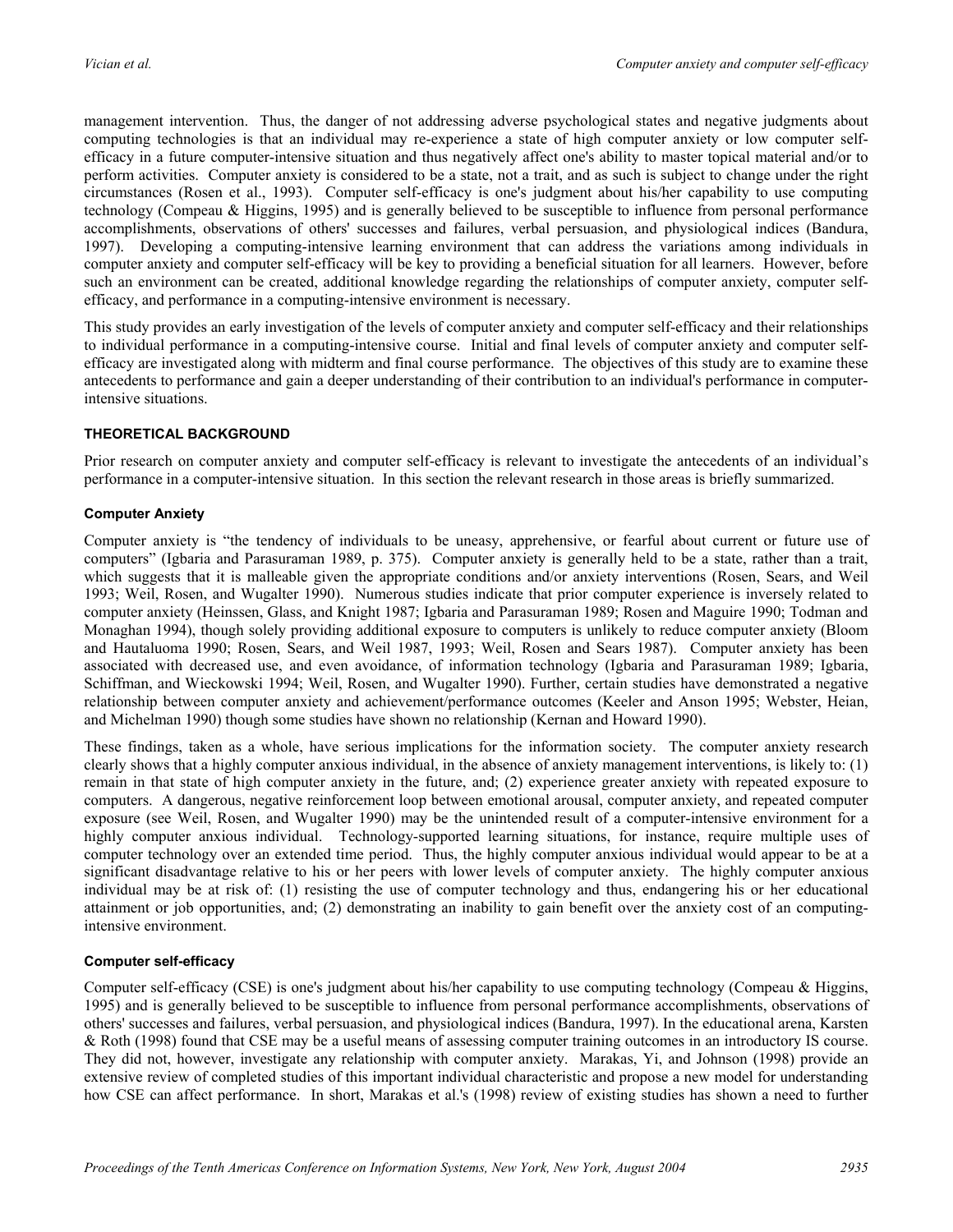management intervention. Thus, the danger of not addressing adverse psychological states and negative judgments about computing technologies is that an individual may re-experience a state of high computer anxiety or low computer self-efficacy in a future computer-intensive situation and thus negatively affect one's ability to master topical material and/or to perform activities. Computer anxiety is considered to be a state, not a trait, and as such is subject to change under the right circumstances (Rosen et al., 1993). Computer self-efficacy is one's judgment about his/her capability to use computing technology (Compeau & Higgins, 1995) and is generally believed to be susceptible to influence from personal performance accomplishments, observations of others' successes and failures, verbal persuasion, and physiological indices (Bandura, 1997). Developing a computing-intensive learning environment that can address the variations among individuals in computer anxiety and computer self-efficacy will be key to providing a beneficial situation for all learners. However, before such an environment can be created, additional knowledge regarding the relationships of computer anxiety, computer self-efficacy, and performance in a computing-intensive environment is necessary.

This study provides an early investigation of the levels of computer anxiety and computer self-efficacy and their relationships to individual performance in a computing-intensive course. Initial and final levels of computer anxiety and computer self-efficacy are investigated along with midterm and final course performance. The objectives of this study are to examine these antecedents to performance and gain a deeper understanding of their contribution to an individual's performance in computer-intensive situations.

## THEORETICAL BACKGROUND

Prior research on computer anxiety and computer self-efficacy is relevant to investigate the antecedents of an individual's performance in a computer-intensive situation. In this section the relevant research in those areas is briefly summarized.

### Computer Anxiety

Computer anxiety is "the tendency of individuals to be uneasy, apprehensive, or fearful about current or future use of computers" (Igbaria and Parasuraman 1989, p. 375). Computer anxiety is generally held to be a state, rather than a trait, which suggests that it is malleable given the appropriate conditions and/or anxiety interventions (Rosen, Sears, and Weil 1993; Weil, Rosen, and Wugalter 1990). Numerous studies indicate that prior computer experience is inversely related to computer anxiety (Heinssen, Glass, and Knight 1987; Igbaria and Parasuraman 1989; Rosen and Maguire 1990; Todman and Monaghan 1994), though solely providing additional exposure to computers is unlikely to reduce computer anxiety (Bloom and Hautaluoma 1990; Rosen, Sears, and Weil 1987, 1993; Weil, Rosen and Sears 1987). Computer anxiety has been associated with decreased use, and even avoidance, of information technology (Igbaria and Parasuraman 1989; Igbaria, Schiffman, and Wieckowski 1994; Weil, Rosen, and Wugalter 1990). Further, certain studies have demonstrated a negative relationship between computer anxiety and achievement/performance outcomes (Keeler and Anson 1995; Webster, Heian, and Michelman 1990) though some studies have shown no relationship (Kernan and Howard 1990).

These findings, taken as a whole, have serious implications for the information society. The computer anxiety research clearly shows that a highly computer anxious individual, in the absence of anxiety management interventions, is likely to: (1) remain in that state of high computer anxiety in the future, and; (2) experience greater anxiety with repeated exposure to computers. A dangerous, negative reinforcement loop between emotional arousal, computer anxiety, and repeated computer exposure (see Weil, Rosen, and Wugalter 1990) may be the unintended result of a computer-intensive environment for a highly computer anxious individual. Technology-supported learning situations, for instance, require multiple uses of computer technology over an extended time period. Thus, the highly computer anxious individual would appear to be at a significant disadvantage relative to his or her peers with lower levels of computer anxiety. The highly computer anxious individual may be at risk of: (1) resisting the use of computer technology and thus, endangering his or her educational attainment or job opportunities, and; (2) demonstrating an inability to gain benefit over the anxiety cost of an computing-intensive environment.

### Computer self-efficacy

Computer self-efficacy (CSE) is one's judgment about his/her capability to use computing technology (Compeau & Higgins, 1995) and is generally believed to be susceptible to influence from personal performance accomplishments, observations of others' successes and failures, verbal persuasion, and physiological indices (Bandura, 1997). In the educational arena, Karsten & Roth (1998) found that CSE may be a useful means of assessing computer training outcomes in an introductory IS course. They did not, however, investigate any relationship with computer anxiety. Marakas, Yi, and Johnson (1998) provide an extensive review of completed studies of this important individual characteristic and propose a new model for understanding how CSE can affect performance. In short, Marakas et al.'s (1998) review of existing studies has shown a need to further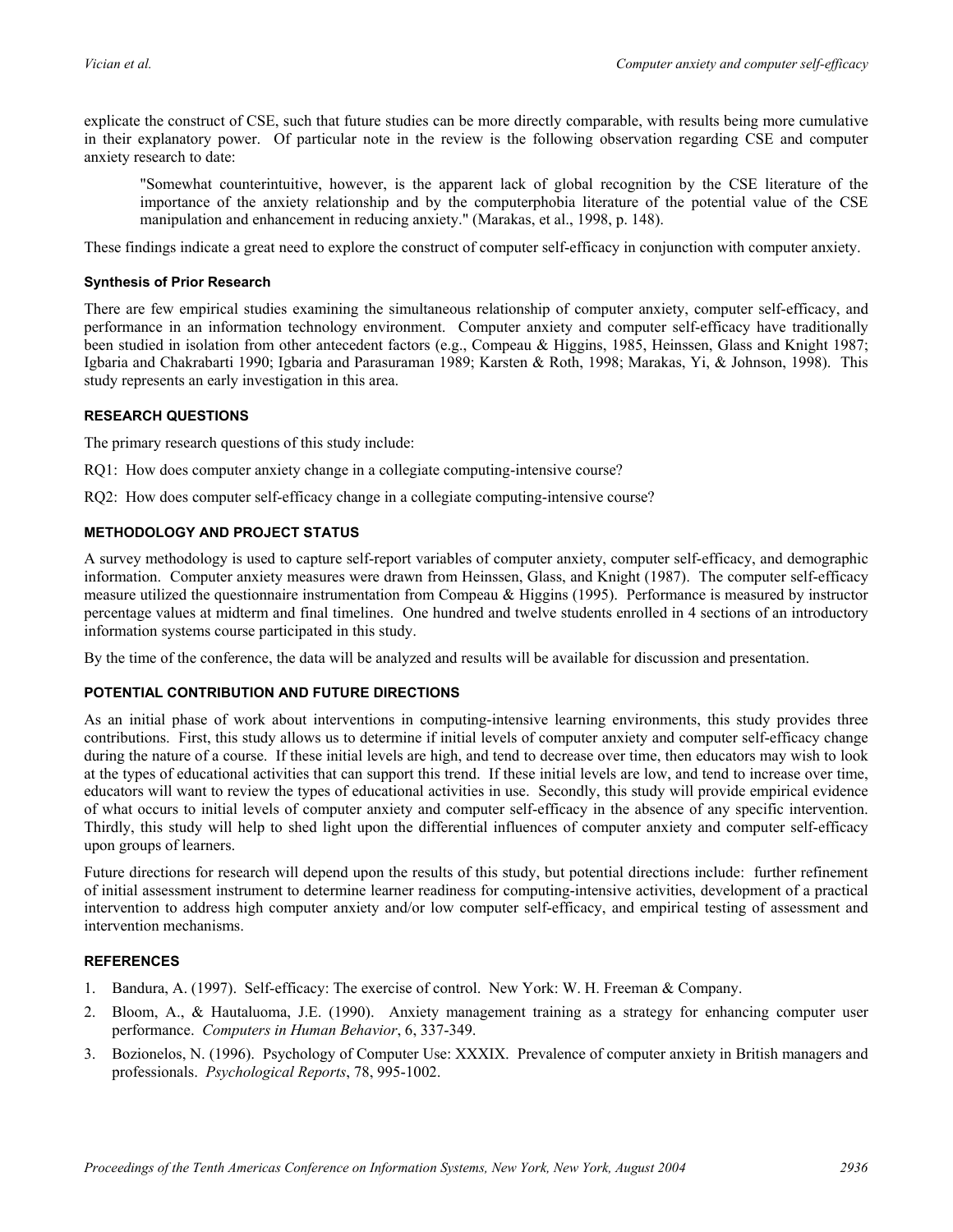explicate the construct of CSE, such that future studies can be more directly comparable, with results being more cumulative in their explanatory power. Of particular note in the review is the following observation regarding CSE and computer anxiety research to date:

> "Somewhat counterintuitive, however, is the apparent lack of global recognition by the CSE literature of the importance of the anxiety relationship and by the computerphobia literature of the potential value of the CSE manipulation and enhancement in reducing anxiety." (Marakas, et al., 1998, p. 148).

These findings indicate a great need to explore the construct of computer self-efficacy in conjunction with computer anxiety.

#### Synthesis of Prior Research

There are few empirical studies examining the simultaneous relationship of computer anxiety, computer self-efficacy, and performance in an information technology environment. Computer anxiety and computer self-efficacy have traditionally been studied in isolation from other antecedent factors (e.g., Compeau & Higgins, 1985, Heinssen, Glass and Knight 1987; Igbaria and Chakrabarti 1990; Igbaria and Parasuraman 1989; Karsten & Roth, 1998; Marakas, Yi, & Johnson, 1998). This study represents an early investigation in this area.

### RESEARCH QUESTIONS

The primary research questions of this study include:

RQ1: How does computer anxiety change in a collegiate computing-intensive course?

RQ2: How does computer self-efficacy change in a collegiate computing-intensive course?

### METHODOLOGY AND PROJECT STATUS

A survey methodology is used to capture self-report variables of computer anxiety, computer self-efficacy, and demographic information. Computer anxiety measures were drawn from Heinssen, Glass, and Knight (1987). The computer self-efficacy measure utilized the questionnaire instrumentation from Compeau & Higgins (1995). Performance is measured by instructor percentage values at midterm and final timelines. One hundred and twelve students enrolled in 4 sections of an introductory information systems course participated in this study.

By the time of the conference, the data will be analyzed and results will be available for discussion and presentation.

### POTENTIAL CONTRIBUTION AND FUTURE DIRECTIONS

As an initial phase of work about interventions in computing-intensive learning environments, this study provides three contributions. First, this study allows us to determine if initial levels of computer anxiety and computer self-efficacy change during the nature of a course. If these initial levels are high, and tend to decrease over time, then educators may wish to look at the types of educational activities that can support this trend. If these initial levels are low, and tend to increase over time, educators will want to review the types of educational activities in use. Secondly, this study will provide empirical evidence of what occurs to initial levels of computer anxiety and computer self-efficacy in the absence of any specific intervention. Thirdly, this study will help to shed light upon the differential influences of computer anxiety and computer self-efficacy upon groups of learners.

Future directions for research will depend upon the results of this study, but potential directions include: further refinement of initial assessment instrument to determine learner readiness for computing-intensive activities, development of a practical intervention to address high computer anxiety and/or low computer self-efficacy, and empirical testing of assessment and intervention mechanisms.

### REFERENCES

1. Bandura, A. (1997). Self-efficacy: The exercise of control. New York: W. H. Freeman & Company.
2. Bloom, A., & Hautaluoma, J.E. (1990). Anxiety management training as a strategy for enhancing computer user performance. *Computers in Human Behavior*, 6, 337-349.
3. Bozionelos, N. (1996). Psychology of Computer Use: XXXIX. Prevalence of computer anxiety in British managers and professionals. *Psychological Reports*, 78, 995-1002.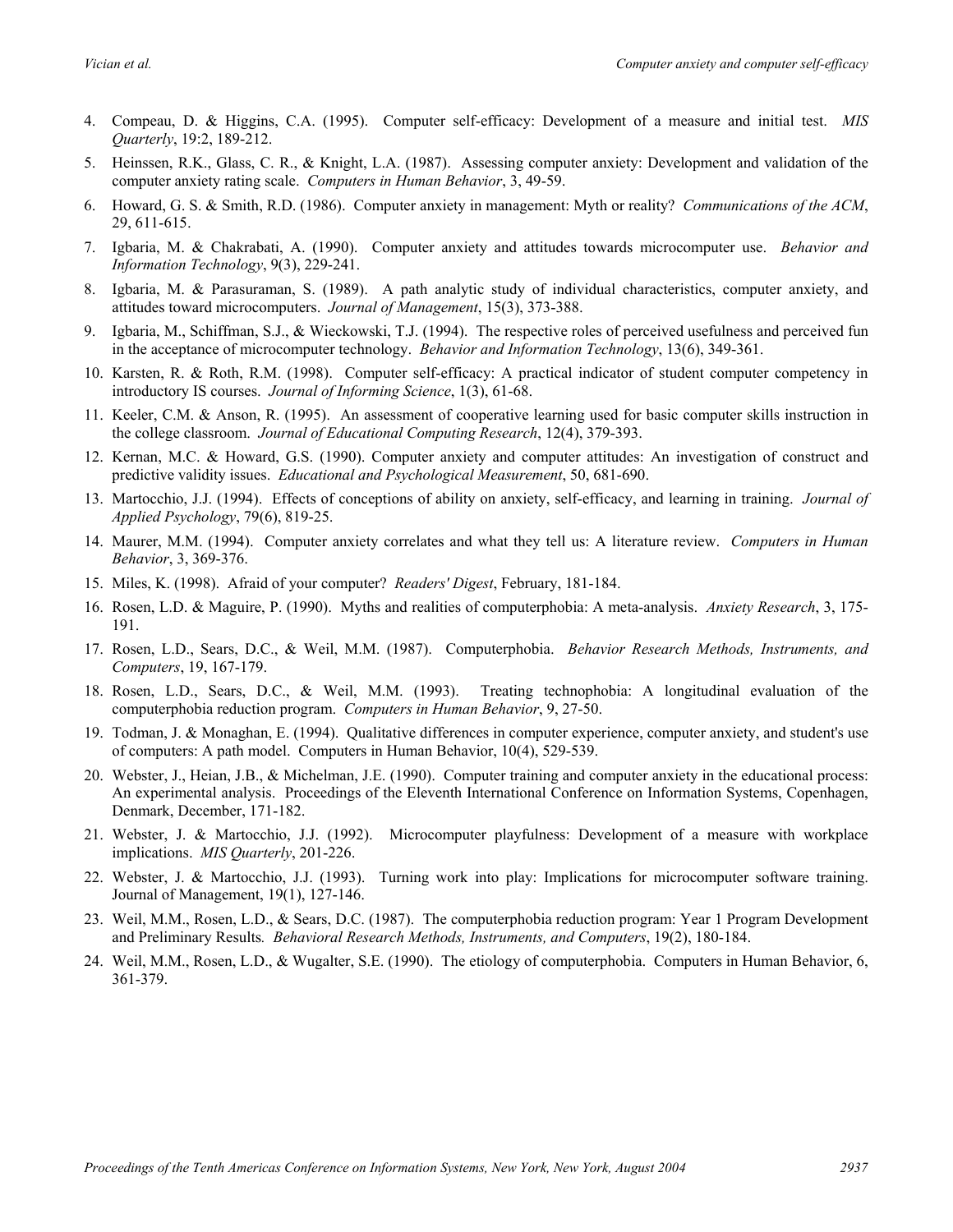4. Compeau, D. & Higgins, C.A. (1995). Computer self-efficacy: Development of a measure and initial test. *MIS Quarterly*, 19:2, 189-212.
5. Heinssen, R.K., Glass, C. R., & Knight, L.A. (1987). Assessing computer anxiety: Development and validation of the computer anxiety rating scale. *Computers in Human Behavior*, 3, 49-59.
6. Howard, G. S. & Smith, R.D. (1986). Computer anxiety in management: Myth or reality? *Communications of the ACM*, 29, 611-615.
7. Igbaria, M. & Chakrabati, A. (1990). Computer anxiety and attitudes towards microcomputer use. *Behavior and Information Technology*, 9(3), 229-241.
8. Igbaria, M. & Parasuraman, S. (1989). A path analytic study of individual characteristics, computer anxiety, and attitudes toward microcomputers. *Journal of Management*, 15(3), 373-388.
9. Igbaria, M., Schiffman, S.J., & Wieckowski, T.J. (1994). The respective roles of perceived usefulness and perceived fun in the acceptance of microcomputer technology. *Behavior and Information Technology*, 13(6), 349-361.
10. Karsten, R. & Roth, R.M. (1998). Computer self-efficacy: A practical indicator of student computer competency in introductory IS courses. *Journal of Informing Science*, 1(3), 61-68.
11. Keeler, C.M. & Anson, R. (1995). An assessment of cooperative learning used for basic computer skills instruction in the college classroom. *Journal of Educational Computing Research*, 12(4), 379-393.
12. Kernan, M.C. & Howard, G.S. (1990). Computer anxiety and computer attitudes: An investigation of construct and predictive validity issues. *Educational and Psychological Measurement*, 50, 681-690.
13. Martocchio, J.J. (1994). Effects of conceptions of ability on anxiety, self-efficacy, and learning in training. *Journal of Applied Psychology*, 79(6), 819-25.
14. Maurer, M.M. (1994). Computer anxiety correlates and what they tell us: A literature review. *Computers in Human Behavior*, 3, 369-376.
15. Miles, K. (1998). Afraid of your computer? *Readers' Digest*, February, 181-184.
16. Rosen, L.D. & Maguire, P. (1990). Myths and realities of computerphobia: A meta-analysis. *Anxiety Research*, 3, 175-191.
17. Rosen, L.D., Sears, D.C., & Weil, M.M. (1987). Computerphobia. *Behavior Research Methods, Instruments, and Computers*, 19, 167-179.
18. Rosen, L.D., Sears, D.C., & Weil, M.M. (1993). Treating technophobia: A longitudinal evaluation of the computerphobia reduction program. *Computers in Human Behavior*, 9, 27-50.
19. Todman, J. & Monaghan, E. (1994). Qualitative differences in computer experience, computer anxiety, and student's use of computers: A path model. Computers in Human Behavior, 10(4), 529-539.
20. Webster, J., Heian, J.B., & Michelman, J.E. (1990). Computer training and computer anxiety in the educational process: An experimental analysis. Proceedings of the Eleventh International Conference on Information Systems, Copenhagen, Denmark, December, 171-182.
21. Webster, J. & Martocchio, J.J. (1992). Microcomputer playfulness: Development of a measure with workplace implications. *MIS Quarterly*, 201-226.
22. Webster, J. & Martocchio, J.J. (1993). Turning work into play: Implications for microcomputer software training. Journal of Management, 19(1), 127-146.
23. Weil, M.M., Rosen, L.D., & Sears, D.C. (1987). The computerphobia reduction program: Year 1 Program Development and Preliminary Results. *Behavioral Research Methods, Instruments, and Computers*, 19(2), 180-184.
24. Weil, M.M., Rosen, L.D., & Wugalter, S.E. (1990). The etiology of computerphobia. Computers in Human Behavior, 6, 361-379.